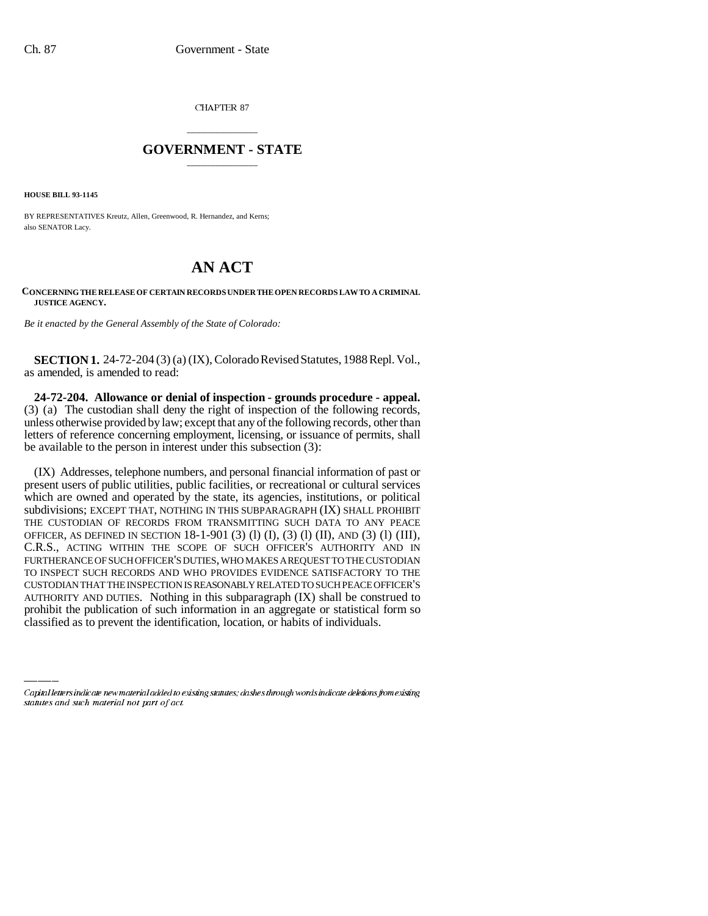CHAPTER 87

# GOVERNMENT - STATE

**HOUSE BILL 93-1145**

BY REPRESENTATIVES Kreutz, Allen, Greenwood, R. Hernandez, and Kerns;
also SENATOR Lacy.

# AN ACT

**CONCERNING THE RELEASE OF CERTAIN RECORDS UNDER THE OPEN RECORDS LAW TO A CRIMINAL JUSTICE AGENCY.**

*Be it enacted by the General Assembly of the State of Colorado:*

**SECTION 1.** 24-72-204 (3) (a) (IX), Colorado Revised Statutes, 1988 Repl. Vol., as amended, is amended to read:

**24-72-204. Allowance or denial of inspection - grounds procedure - appeal.** (3) (a) The custodian shall deny the right of inspection of the following records, unless otherwise provided by law; except that any of the following records, other than letters of reference concerning employment, licensing, or issuance of permits, shall be available to the person in interest under this subsection (3):

(IX) Addresses, telephone numbers, and personal financial information of past or present users of public utilities, public facilities, or recreational or cultural services which are owned and operated by the state, its agencies, institutions, or political subdivisions; EXCEPT THAT, NOTHING IN THIS SUBPARAGRAPH (IX) SHALL PROHIBIT THE CUSTODIAN OF RECORDS FROM TRANSMITTING SUCH DATA TO ANY PEACE OFFICER, AS DEFINED IN SECTION 18-1-901 (3) (l) (I), (3) (l) (II), AND (3) (l) (III), C.R.S., ACTING WITHIN THE SCOPE OF SUCH OFFICER'S AUTHORITY AND IN FURTHERANCE OF SUCH OFFICER'S DUTIES, WHO MAKES A REQUEST TO THE CUSTODIAN TO INSPECT SUCH RECORDS AND WHO PROVIDES EVIDENCE SATISFACTORY TO THE CUSTODIAN THAT THE INSPECTION IS REASONABLY RELATED TO SUCH PEACE OFFICER'S AUTHORITY AND DUTIES. Nothing in this subparagraph (IX) shall be construed to prohibit the publication of such information in an aggregate or statistical form so classified as to prevent the identification, location, or habits of individuals.

*Capital letters indicate new material added to existing statutes; dashes through words indicate deletions from existing statutes and such material not part of act.*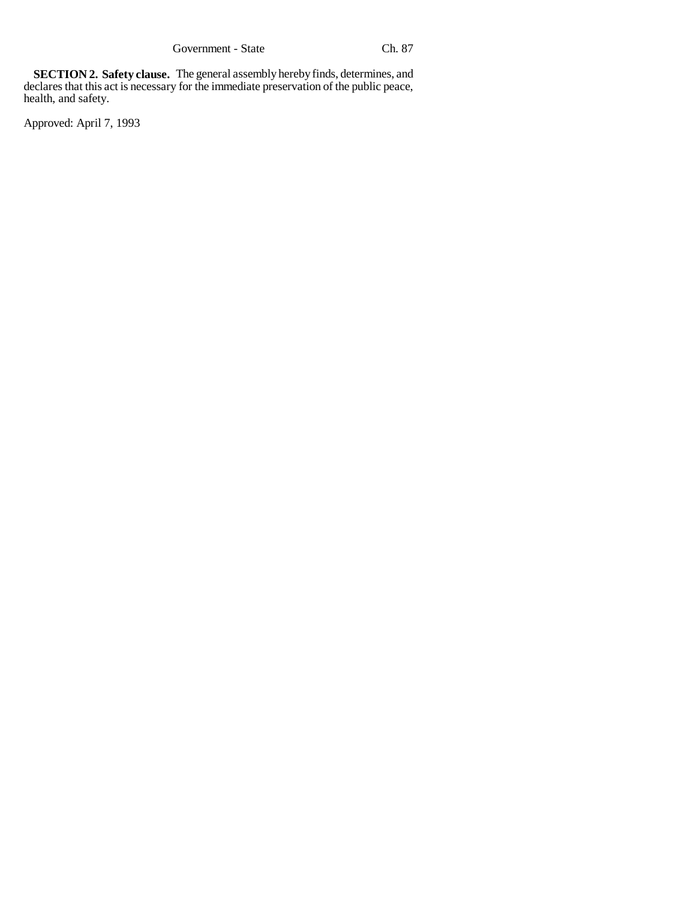**SECTION 2. Safety clause.** The general assembly hereby finds, determines, and declares that this act is necessary for the immediate preservation of the public peace, health, and safety.

Approved: April 7, 1993